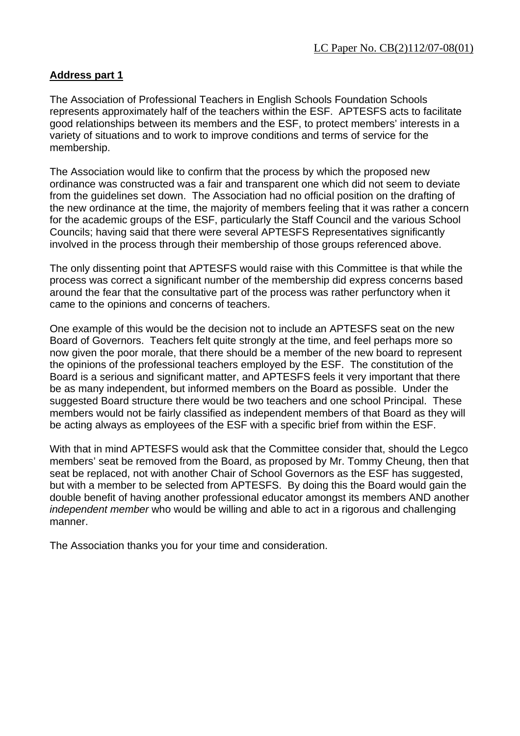LC Paper No. CB(2)112/07-08(01)

**Address part 1**

The Association of Professional Teachers in English Schools Foundation Schools represents approximately half of the teachers within the ESF. APTESFS acts to facilitate good relationships between its members and the ESF, to protect members' interests in a variety of situations and to work to improve conditions and terms of service for the membership.

The Association would like to confirm that the process by which the proposed new ordinance was constructed was a fair and transparent one which did not seem to deviate from the guidelines set down. The Association had no official position on the drafting of the new ordinance at the time, the majority of members feeling that it was rather a concern for the academic groups of the ESF, particularly the Staff Council and the various School Councils; having said that there were several APTESFS Representatives significantly involved in the process through their membership of those groups referenced above.

The only dissenting point that APTESFS would raise with this Committee is that while the process was correct a significant number of the membership did express concerns based around the fear that the consultative part of the process was rather perfunctory when it came to the opinions and concerns of teachers.

One example of this would be the decision not to include an APTESFS seat on the new Board of Governors. Teachers felt quite strongly at the time, and feel perhaps more so now given the poor morale, that there should be a member of the new board to represent the opinions of the professional teachers employed by the ESF. The constitution of the Board is a serious and significant matter, and APTESFS feels it very important that there be as many independent, but informed members on the Board as possible. Under the suggested Board structure there would be two teachers and one school Principal. These members would not be fairly classified as independent members of that Board as they will be acting always as employees of the ESF with a specific brief from within the ESF.

With that in mind APTESFS would ask that the Committee consider that, should the Legco members' seat be removed from the Board, as proposed by Mr. Tommy Cheung, then that seat be replaced, not with another Chair of School Governors as the ESF has suggested, but with a member to be selected from APTESFS. By doing this the Board would gain the double benefit of having another professional educator amongst its members AND another *independent member* who would be willing and able to act in a rigorous and challenging manner.

The Association thanks you for your time and consideration.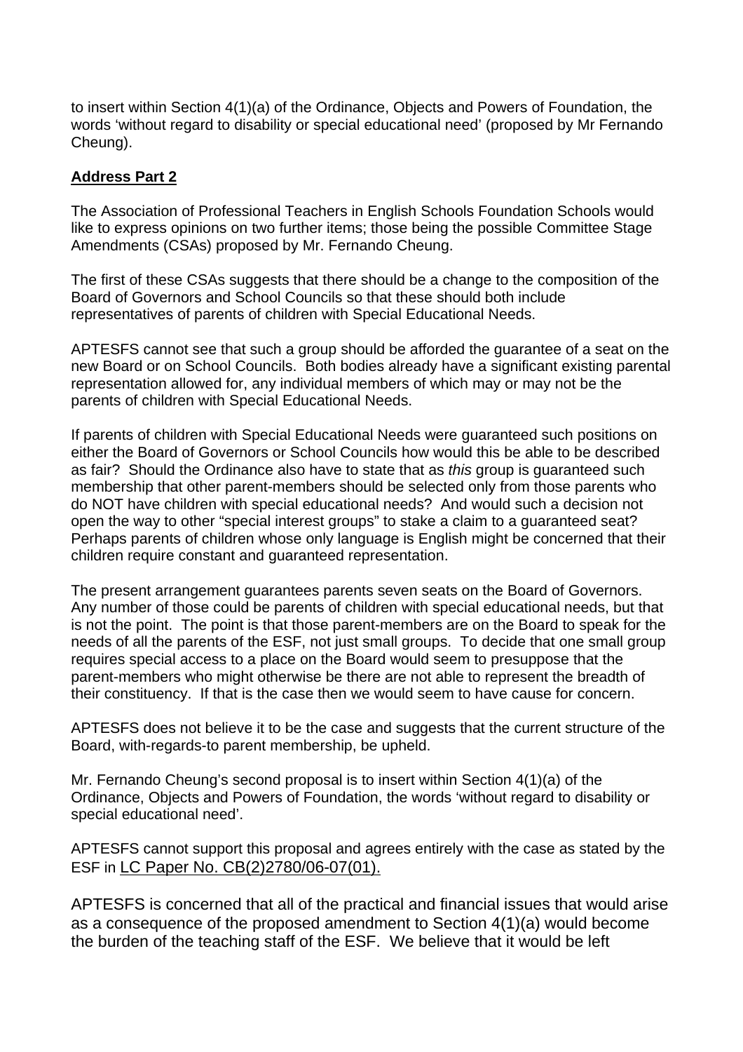to insert within Section 4(1)(a) of the Ordinance, Objects and Powers of Foundation, the words 'without regard to disability or special educational need' (proposed by Mr Fernando Cheung).

**Address Part 2**

The Association of Professional Teachers in English Schools Foundation Schools would like to express opinions on two further items; those being the possible Committee Stage Amendments (CSAs) proposed by Mr. Fernando Cheung.

The first of these CSAs suggests that there should be a change to the composition of the Board of Governors and School Councils so that these should both include representatives of parents of children with Special Educational Needs.

APTESFS cannot see that such a group should be afforded the guarantee of a seat on the new Board or on School Councils. Both bodies already have a significant existing parental representation allowed for, any individual members of which may or may not be the parents of children with Special Educational Needs.

If parents of children with Special Educational Needs were guaranteed such positions on either the Board of Governors or School Councils how would this be able to be described as fair? Should the Ordinance also have to state that as *this* group is guaranteed such membership that other parent-members should be selected only from those parents who do NOT have children with special educational needs? And would such a decision not open the way to other "special interest groups" to stake a claim to a guaranteed seat? Perhaps parents of children whose only language is English might be concerned that their children require constant and guaranteed representation.

The present arrangement guarantees parents seven seats on the Board of Governors. Any number of those could be parents of children with special educational needs, but that is not the point. The point is that those parent-members are on the Board to speak for the needs of all the parents of the ESF, not just small groups. To decide that one small group requires special access to a place on the Board would seem to presuppose that the parent-members who might otherwise be there are not able to represent the breadth of their constituency. If that is the case then we would seem to have cause for concern.

APTESFS does not believe it to be the case and suggests that the current structure of the Board, with-regards-to parent membership, be upheld.

Mr. Fernando Cheung's second proposal is to insert within Section 4(1)(a) of the Ordinance, Objects and Powers of Foundation, the words 'without regard to disability or special educational need'.

APTESFS cannot support this proposal and agrees entirely with the case as stated by the ESF in LC Paper No. CB(2)2780/06-07(01).

APTESFS is concerned that all of the practical and financial issues that would arise as a consequence of the proposed amendment to Section 4(1)(a) would become the burden of the teaching staff of the ESF. We believe that it would be left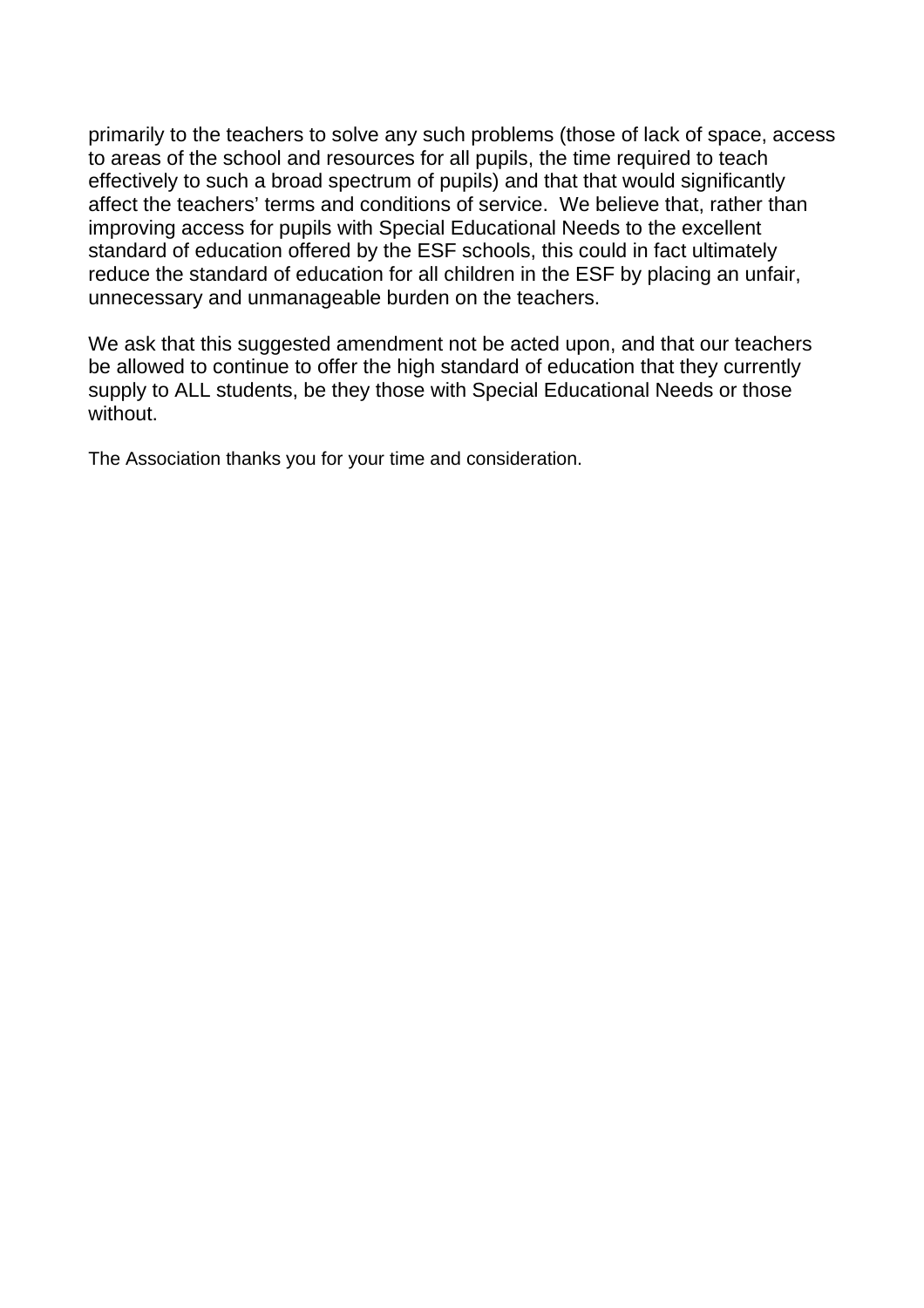primarily to the teachers to solve any such problems (those of lack of space, access to areas of the school and resources for all pupils, the time required to teach effectively to such a broad spectrum of pupils) and that that would significantly affect the teachers' terms and conditions of service. We believe that, rather than improving access for pupils with Special Educational Needs to the excellent standard of education offered by the ESF schools, this could in fact ultimately reduce the standard of education for all children in the ESF by placing an unfair, unnecessary and unmanageable burden on the teachers.

We ask that this suggested amendment not be acted upon, and that our teachers be allowed to continue to offer the high standard of education that they currently supply to ALL students, be they those with Special Educational Needs or those without.

The Association thanks you for your time and consideration.